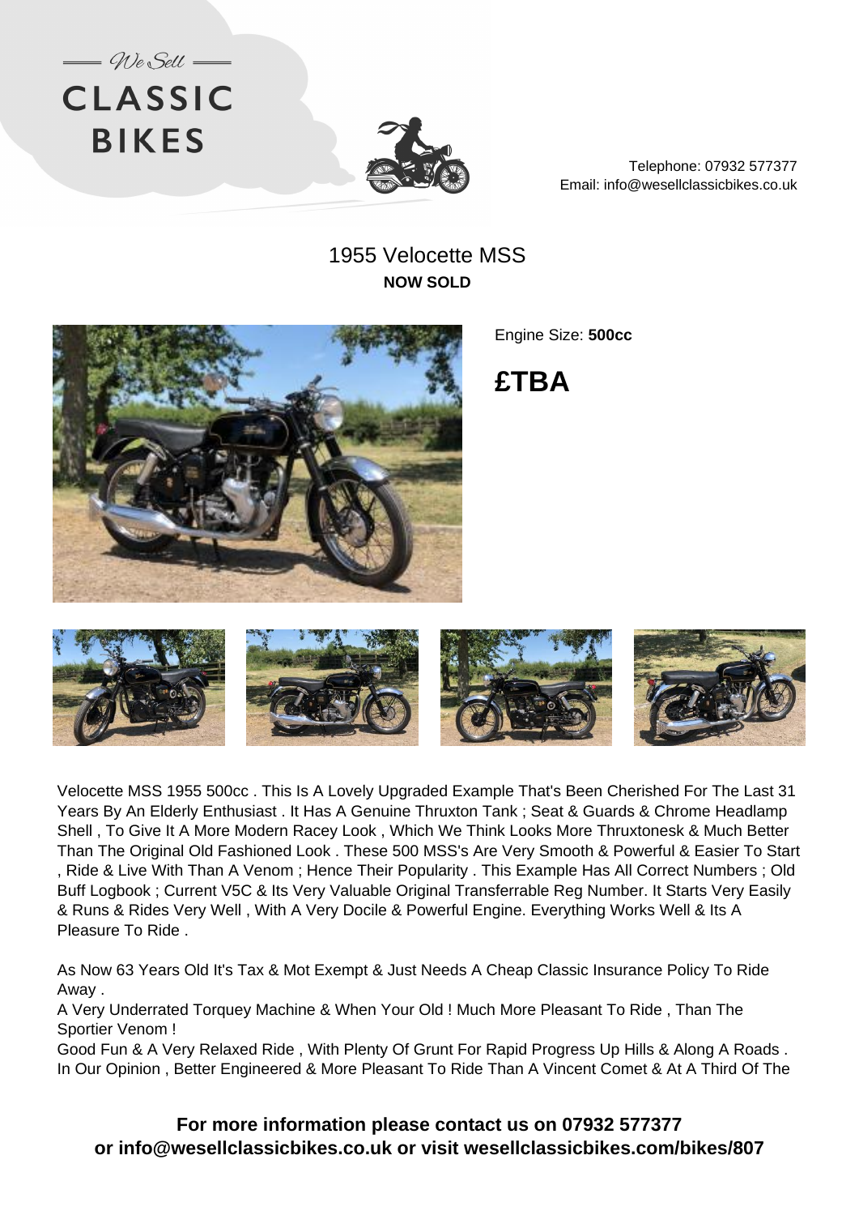We Sell

# CLASSIC BIKES

Telephone: 07932 577377
Email: info@wesellclassicbikes.co.uk

## 1955 Velocette MSS

**NOW SOLD**

Engine Size: **500cc**

# £TBA

Velocette MSS 1955 500cc . This Is A Lovely Upgraded Example That's Been Cherished For The Last 31 Years By An Elderly Enthusiast . It Has A Genuine Thruxton Tank ; Seat & Guards & Chrome Headlamp Shell , To Give It A More Modern Racey Look , Which We Think Looks More Thruxtonesk & Much Better Than The Original Old Fashioned Look . These 500 MSS's Are Very Smooth & Powerful & Easier To Start , Ride & Live With Than A Venom ; Hence Their Popularity . This Example Has All Correct Numbers ; Old Buff Logbook ; Current V5C & Its Very Valuable Original Transferrable Reg Number. It Starts Very Easily & Runs & Rides Very Well , With A Very Docile & Powerful Engine. Everything Works Well & Its A Pleasure To Ride .

As Now 63 Years Old It's Tax & Mot Exempt & Just Needs A Cheap Classic Insurance Policy To Ride Away .
A Very Underrated Torquey Machine & When Your Old ! Much More Pleasant To Ride , Than The Sportier Venom !
Good Fun & A Very Relaxed Ride , With Plenty Of Grunt For Rapid Progress Up Hills & Along A Roads .
In Our Opinion , Better Engineered & More Pleasant To Ride Than A Vincent Comet & At A Third Of The

**For more information please contact us on 07932 577377**
**or info@wesellclassicbikes.co.uk or visit wesellclassicbikes.com/bikes/807**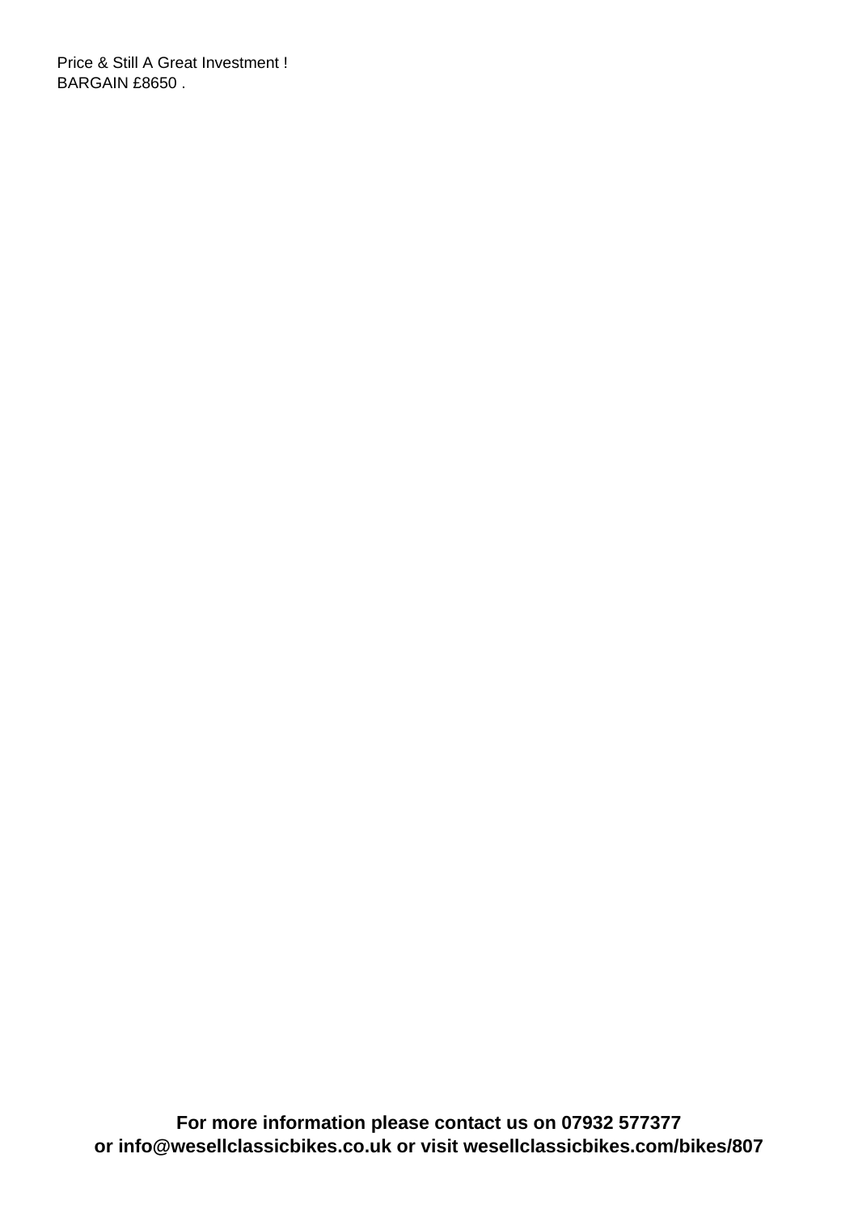Price & Still A Great Investment !
BARGAIN £8650 .

**For more information please contact us on 07932 577377**
**or info@wesellclassicbikes.co.uk or visit wesellclassicbikes.com/bikes/807**